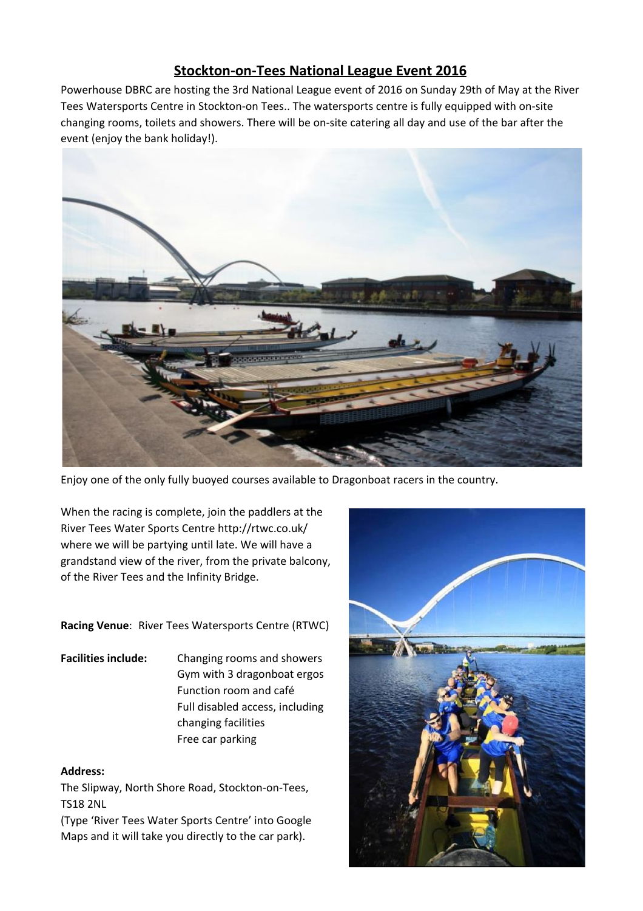# Stockton-on-Tees National League Event 2016

Powerhouse DBRC are hosting the 3rd National League event of 2016 on Sunday 29th of May at the River Tees Watersports Centre in Stockton-on Tees.. The watersports centre is fully equipped with on-site changing rooms, toilets and showers. There will be on-site catering all day and use of the bar after the event (enjoy the bank holiday!).

Enjoy one of the only fully buoyed courses available to Dragonboat racers in the country.

When the racing is complete, join the paddlers at the River Tees Water Sports Centre http://rtwc.co.uk/ where we will be partying until late. We will have a grandstand view of the river, from the private balcony, of the River Tees and the Infinity Bridge.

**Racing Venue**: River Tees Watersports Centre (RTWC)

**Facilities include:**
- Changing rooms and showers
- Gym with 3 dragonboat ergos
- Function room and café
- Full disabled access, including changing facilities
- Free car parking

**Address:**

The Slipway, North Shore Road, Stockton-on-Tees, TS18 2NL

(Type 'River Tees Water Sports Centre' into Google Maps and it will take you directly to the car park).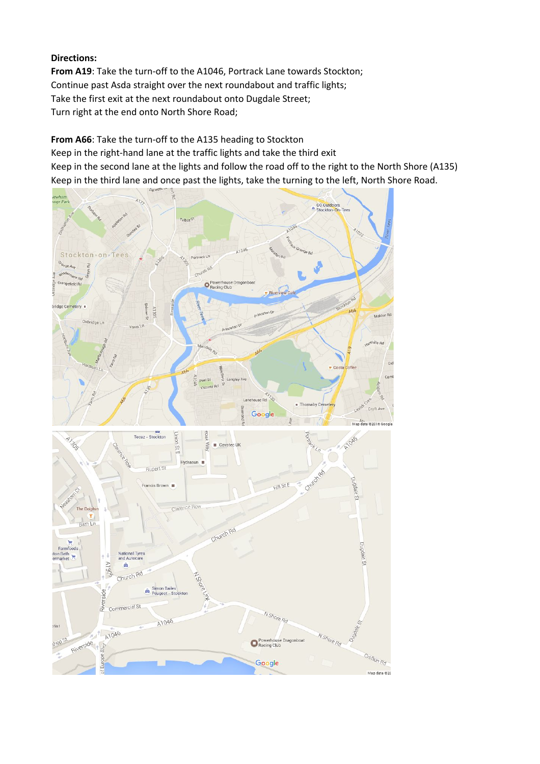**Directions:**

**From A19**: Take the turn-off to the A1046, Portrack Lane towards Stockton;
Continue past Asda straight over the next roundabout and traffic lights;
Take the first exit at the next roundabout onto Dugdale Street;
Turn right at the end onto North Shore Road;

**From A66**: Take the turn-off to the A135 heading to Stockton
Keep in the right-hand lane at the traffic lights and take the third exit
Keep in the second lane at the lights and follow the road off to the right to the North Shore (A135)
Keep in the third lane and once past the lights, take the turning to the left, North Shore Road.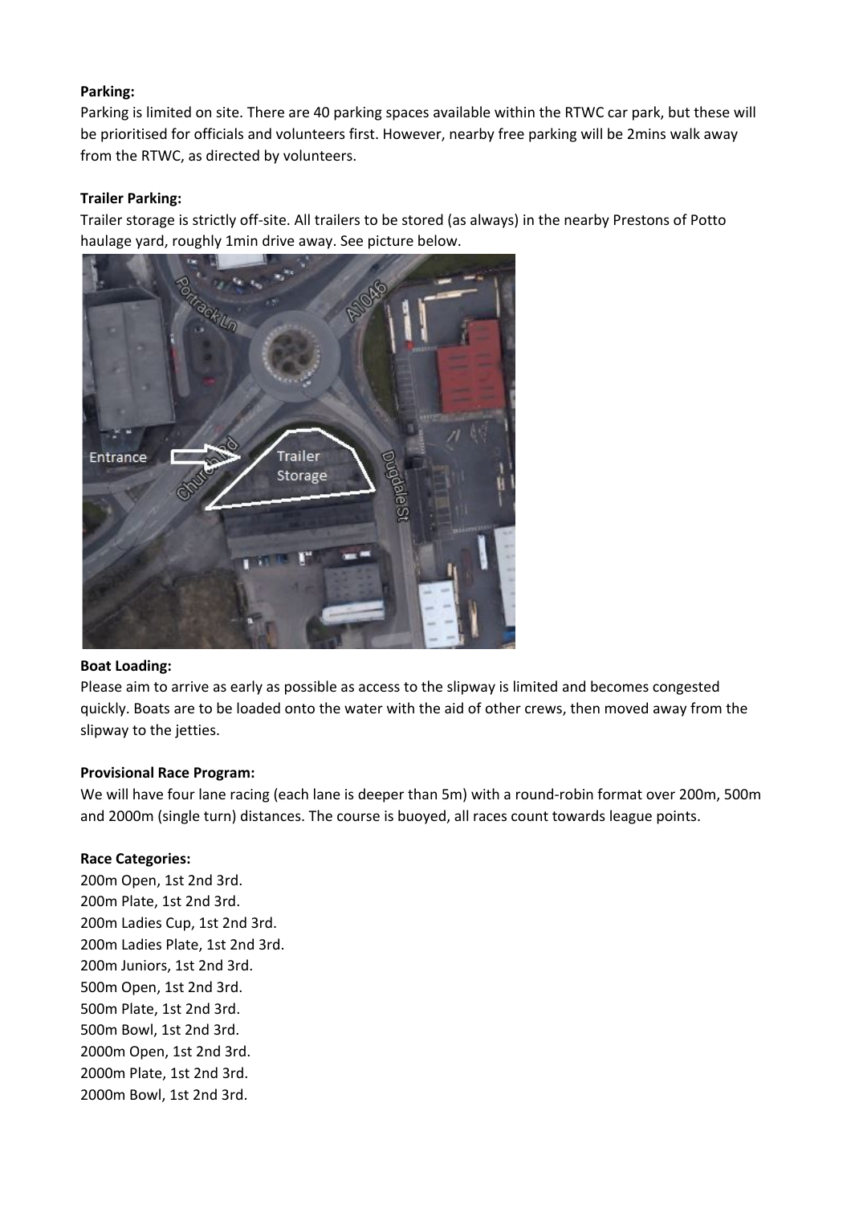**Parking:**
Parking is limited on site. There are 40 parking spaces available within the RTWC car park, but these will be prioritised for officials and volunteers first. However, nearby free parking will be 2mins walk away from the RTWC, as directed by volunteers.

**Trailer Parking:**
Trailer storage is strictly off-site. All trailers to be stored (as always) in the nearby Prestons of Potto haulage yard, roughly 1min drive away. See picture below.

**Boat Loading:**
Please aim to arrive as early as possible as access to the slipway is limited and becomes congested quickly. Boats are to be loaded onto the water with the aid of other crews, then moved away from the slipway to the jetties.

**Provisional Race Program:**
We will have four lane racing (each lane is deeper than 5m) with a round-robin format over 200m, 500m and 2000m (single turn) distances. The course is buoyed, all races count towards league points.

**Race Categories:**
200m Open, 1st 2nd 3rd.
200m Plate, 1st 2nd 3rd.
200m Ladies Cup, 1st 2nd 3rd.
200m Ladies Plate, 1st 2nd 3rd.
200m Juniors, 1st 2nd 3rd.
500m Open, 1st 2nd 3rd.
500m Plate, 1st 2nd 3rd.
500m Bowl, 1st 2nd 3rd.
2000m Open, 1st 2nd 3rd.
2000m Plate, 1st 2nd 3rd.
2000m Bowl, 1st 2nd 3rd.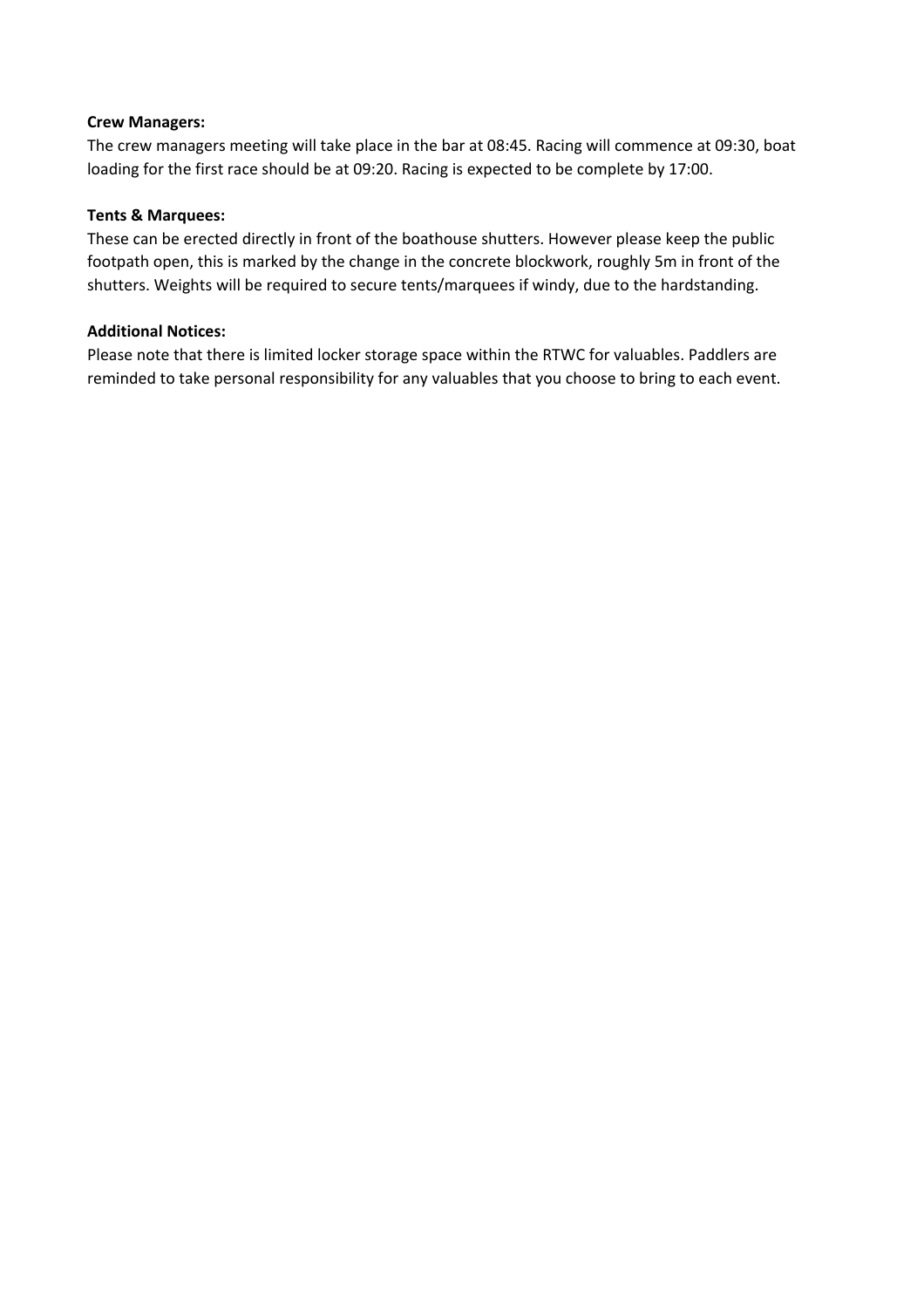**Crew Managers:**
The crew managers meeting will take place in the bar at 08:45. Racing will commence at 09:30, boat loading for the first race should be at 09:20. Racing is expected to be complete by 17:00.

**Tents & Marquees:**
These can be erected directly in front of the boathouse shutters. However please keep the public footpath open, this is marked by the change in the concrete blockwork, roughly 5m in front of the shutters. Weights will be required to secure tents/marquees if windy, due to the hardstanding.

**Additional Notices:**
Please note that there is limited locker storage space within the RTWC for valuables. Paddlers are reminded to take personal responsibility for any valuables that you choose to bring to each event.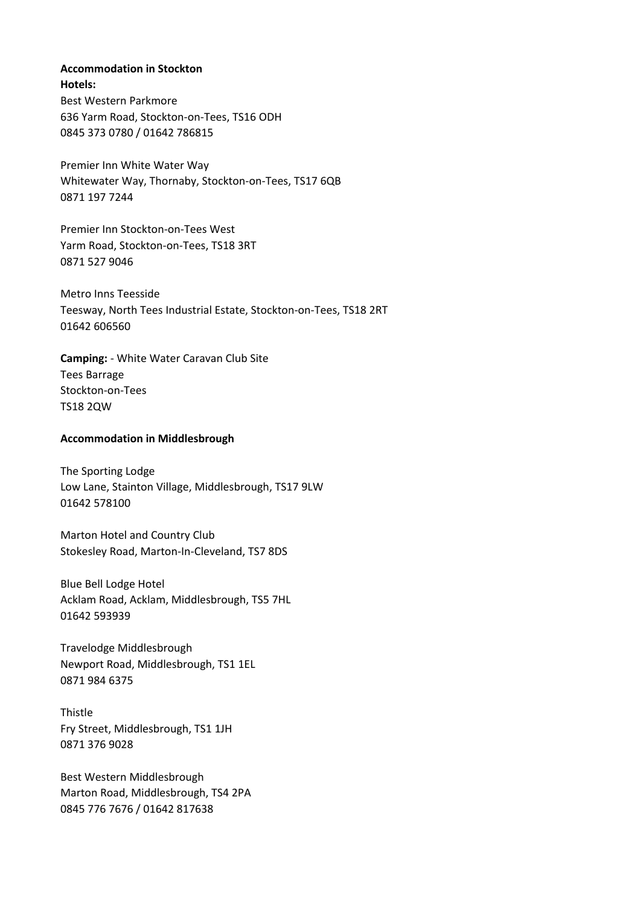**Accommodation in Stockton**

**Hotels:**

Best Western Parkmore
636 Yarm Road, Stockton-on-Tees, TS16 ODH
0845 373 0780 / 01642 786815

Premier Inn White Water Way
Whitewater Way, Thornaby, Stockton-on-Tees, TS17 6QB
0871 197 7244

Premier Inn Stockton-on-Tees West
Yarm Road, Stockton-on-Tees, TS18 3RT
0871 527 9046

Metro Inns Teesside
Teesway, North Tees Industrial Estate, Stockton-on-Tees, TS18 2RT
01642 606560

**Camping:** - White Water Caravan Club Site
Tees Barrage
Stockton-on-Tees
TS18 2QW

**Accommodation in Middlesbrough**

The Sporting Lodge
Low Lane, Stainton Village, Middlesbrough, TS17 9LW
01642 578100

Marton Hotel and Country Club
Stokesley Road, Marton-In-Cleveland, TS7 8DS

Blue Bell Lodge Hotel
Acklam Road, Acklam, Middlesbrough, TS5 7HL
01642 593939

Travelodge Middlesbrough
Newport Road, Middlesbrough, TS1 1EL
0871 984 6375

Thistle
Fry Street, Middlesbrough, TS1 1JH
0871 376 9028

Best Western Middlesbrough
Marton Road, Middlesbrough, TS4 2PA
0845 776 7676 / 01642 817638